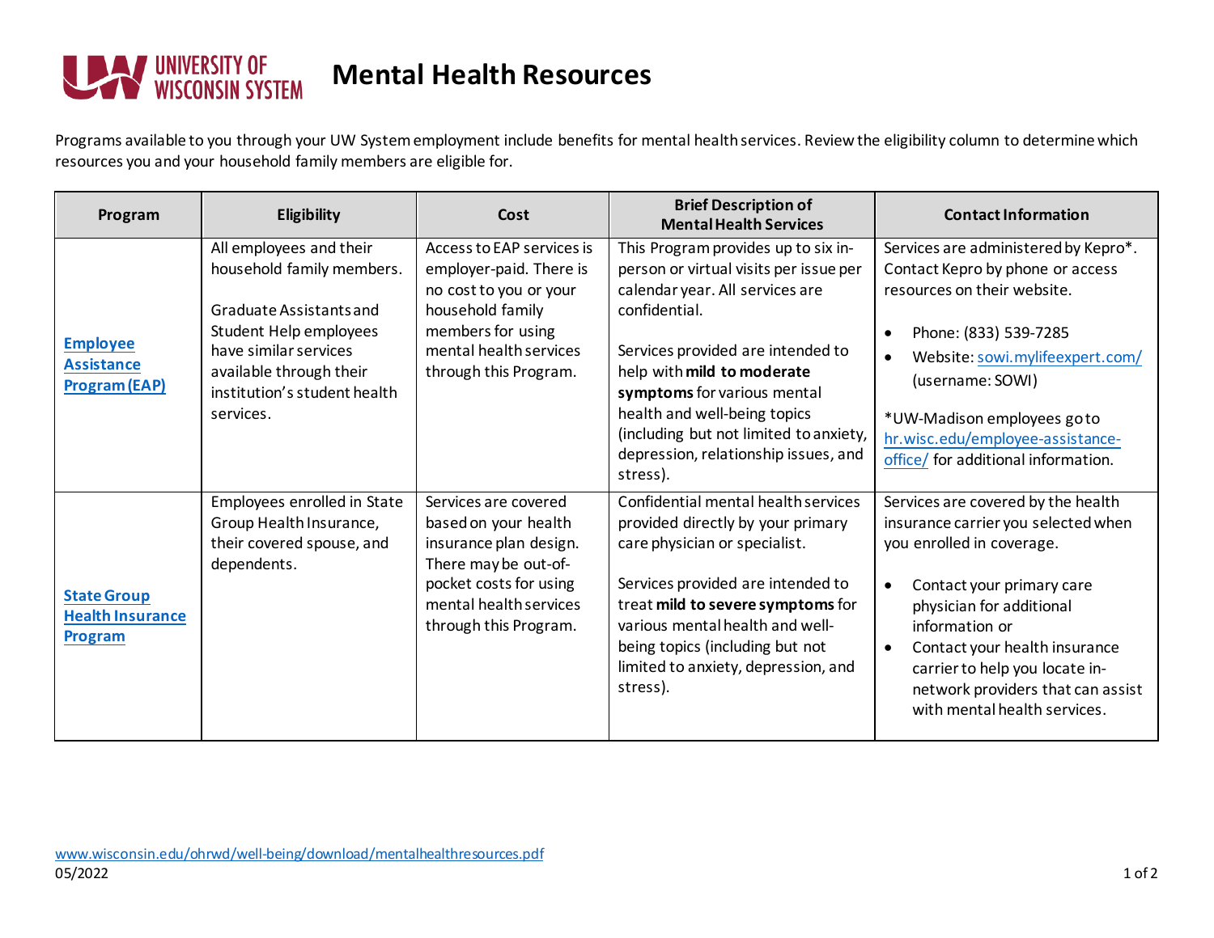# Mental Health Resources

UNIVERSITY OF WISCONSIN SYSTEM

Programs available to you through your UW System employment include benefits for mental health services. Review the eligibility column to determine which resources you and your household family members are eligible for.

| Program | Eligibility | Cost | Brief Description of Mental Health Services | Contact Information |
|---|---|---|---|---|
| **Employee Assistance Program (EAP)** | All employees and their household family members.<br><br>Graduate Assistants and Student Help employees have similar services available through their institution's student health services. | Access to EAP services is employer-paid. There is no cost to you or your household family members for using mental health services through this Program. | This Program provides up to six in-person or virtual visits per issue per calendar year. All services are confidential.<br><br>Services provided are intended to help with **mild to moderate symptoms** for various mental health and well-being topics (including but not limited to anxiety, depression, relationship issues, and stress). | Services are administered by Kepro*. Contact Kepro by phone or access resources on their website.<br><br>• Phone: (833) 539-7285<br>• Website: sowi.mylifeexpert.com/ (username: SOWI)<br><br>*UW-Madison employees go to hr.wisc.edu/employee-assistance-office/ for additional information. |
| **State Group Health Insurance Program** | Employees enrolled in State Group Health Insurance, their covered spouse, and dependents. | Services are covered based on your health insurance plan design. There may be out-of-pocket costs for using mental health services through this Program. | Confidential mental health services provided directly by your primary care physician or specialist.<br><br>Services provided are intended to treat **mild to severe symptoms** for various mental health and well-being topics (including but not limited to anxiety, depression, and stress). | Services are covered by the health insurance carrier you selected when you enrolled in coverage.<br><br>• Contact your primary care physician for additional information or<br>• Contact your health insurance carrier to help you locate in-network providers that can assist with mental health services. |

www.wisconsin.edu/ohrwd/well-being/download/mentalhealthresources.pdf
05/2022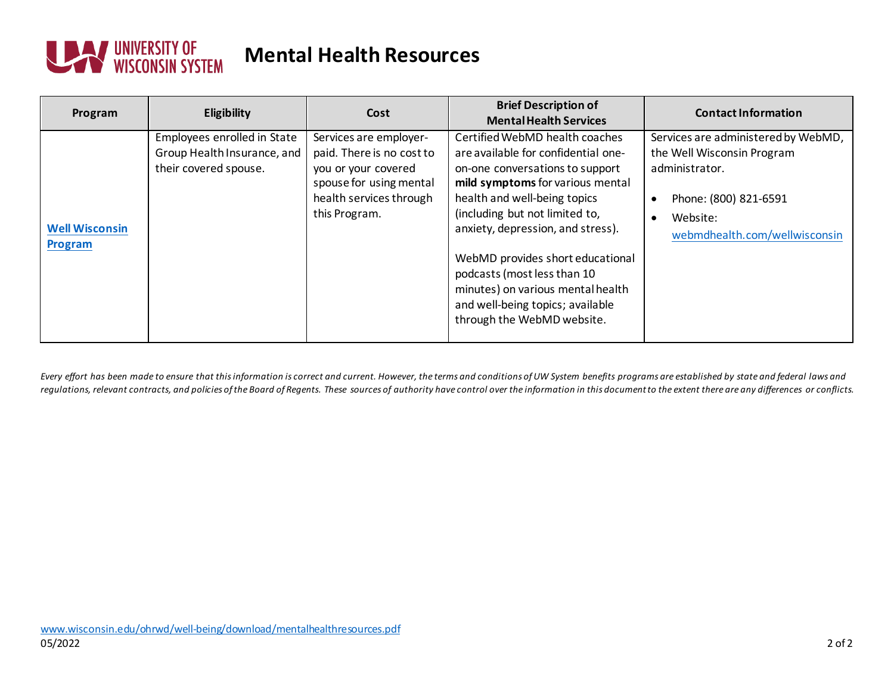# Mental Health Resources

| Program | Eligibility | Cost | Brief Description of Mental Health Services | Contact Information |
|---|---|---|---|---|
| **Well Wisconsin Program** | Employees enrolled in State Group Health Insurance, and their covered spouse. | Services are employer-paid. There is no cost to you or your covered spouse for using mental health services through this Program. | Certified WebMD health coaches are available for confidential one-on-one conversations to support **mild symptoms** for various mental health and well-being topics (including but not limited to, anxiety, depression, and stress).<br><br>WebMD provides short educational podcasts (most less than 10 minutes) on various mental health and well-being topics; available through the WebMD website. | Services are administered by WebMD, the Well Wisconsin Program administrator.<br><br>• Phone: (800) 821-6591<br>• Website: webmdhealth.com/wellwisconsin |

*Every effort has been made to ensure that this information is correct and current. However, the terms and conditions of UW System benefits programs are established by state and federal laws and regulations, relevant contracts, and policies of the Board of Regents. These sources of authority have control over the information in this document to the extent there are any differences or conflicts.*

www.wisconsin.edu/ohrwd/well-being/download/mentalhealthresources.pdf
05/2022